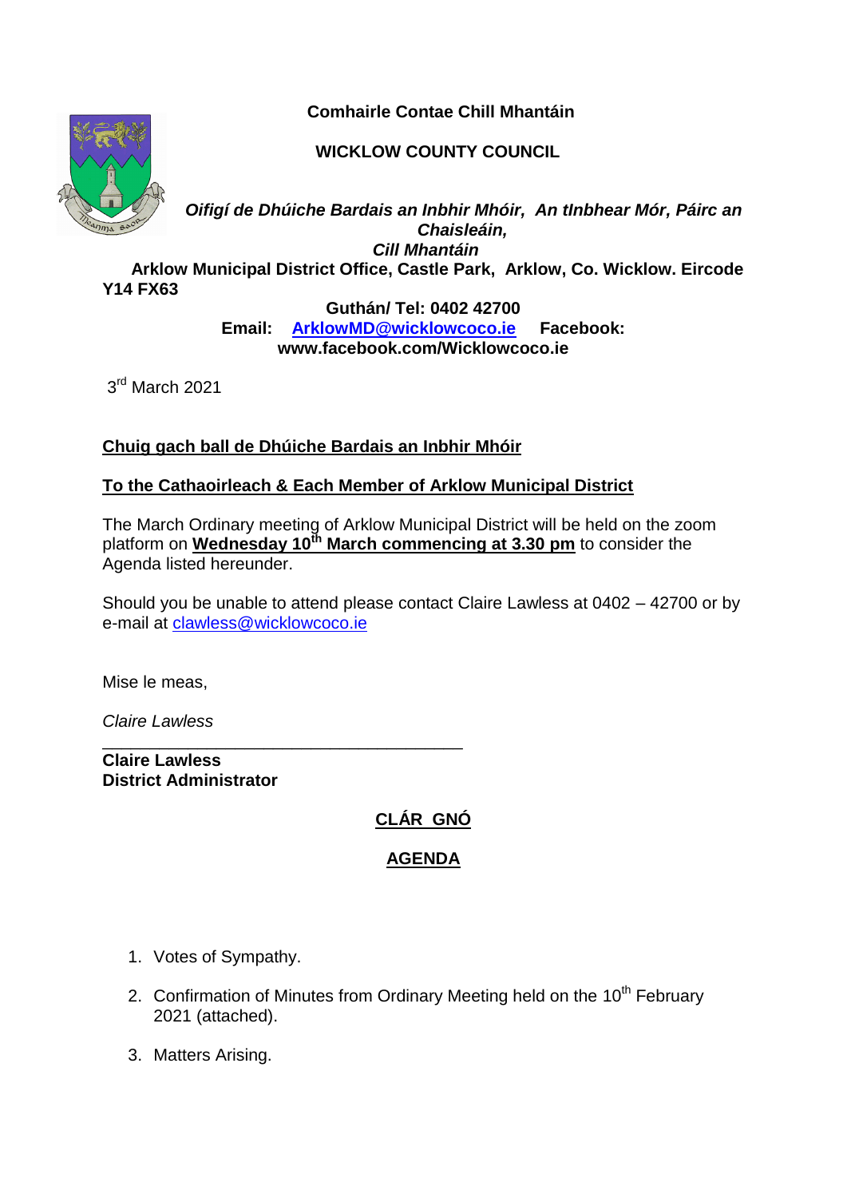**Comhairle Contae Chill Mhantáin**

**WICKLOW COUNTY COUNCIL**

***Oifigí de Dhúiche Bardais an Inbhir Mhóir, An tInbhear Mór, Páirc an Chaisleáin, Cill Mhantáin***

**Arklow Municipal District Office, Castle Park, Arklow, Co. Wicklow. Eircode Y14 FX63**

**Guthán/ Tel: 0402 42700**

**Email: ArklowMD@wicklowcoco.ie Facebook: www.facebook.com/Wicklowcoco.ie**

3rd March 2021

**Chuig gach ball de Dhúiche Bardais an Inbhir Mhóir**

**To the Cathaoirleach & Each Member of Arklow Municipal District**

The March Ordinary meeting of Arklow Municipal District will be held on the zoom platform on **Wednesday 10th March commencing at 3.30 pm** to consider the Agenda listed hereunder.

Should you be unable to attend please contact Claire Lawless at 0402 – 42700 or by e-mail at clawless@wicklowcoco.ie

Mise le meas,

*Claire Lawless*

\_\_\_\_\_\_\_\_\_\_\_\_\_\_\_\_\_\_\_\_\_\_\_\_\_\_\_\_\_\_\_\_\_\_\_\_\_\_\_

**Claire Lawless**
**District Administrator**

## CLÁR GNÓ

## AGENDA

1. Votes of Sympathy.
2. Confirmation of Minutes from Ordinary Meeting held on the 10th February 2021 (attached).
3. Matters Arising.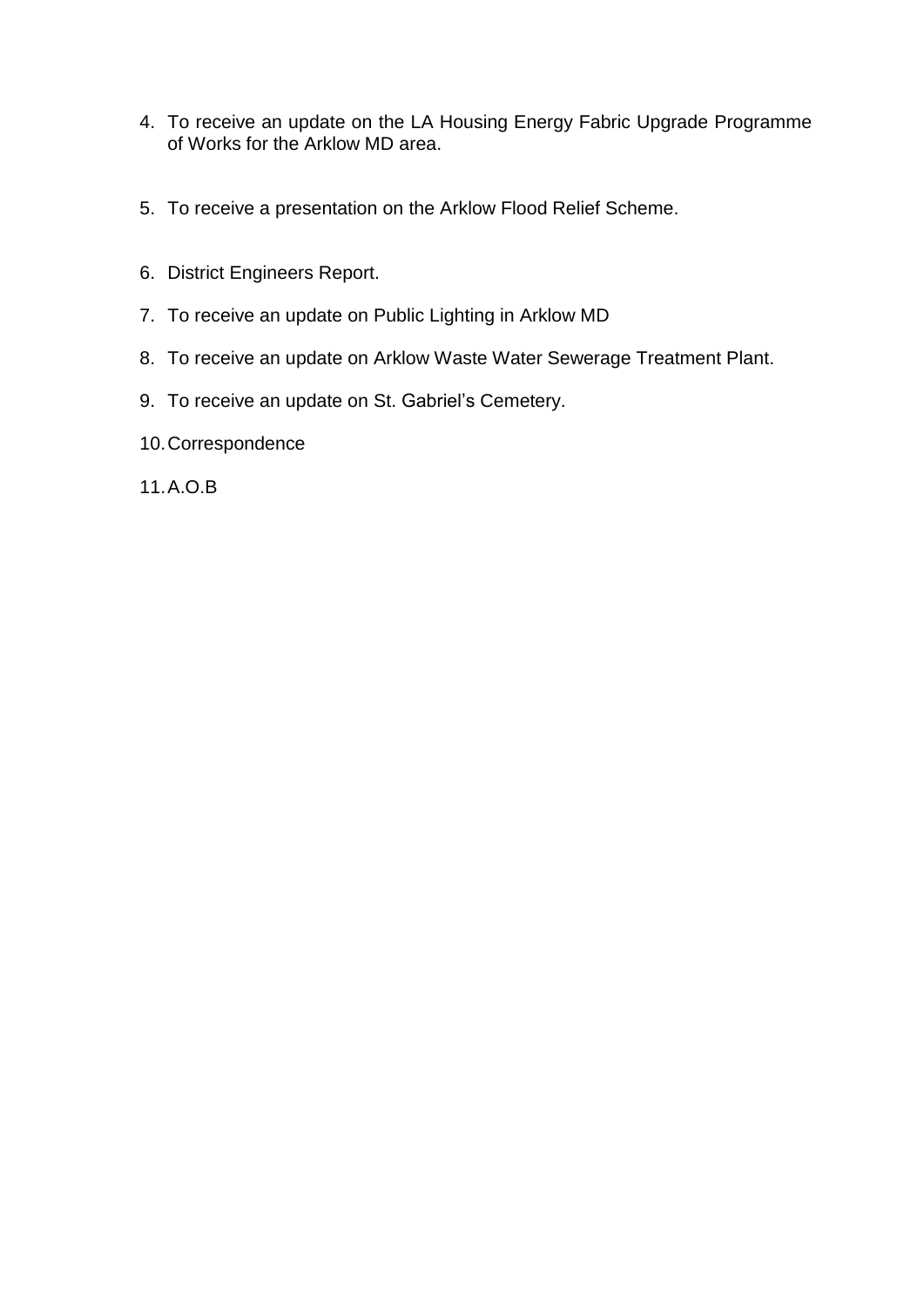4. To receive an update on the LA Housing Energy Fabric Upgrade Programme of Works for the Arklow MD area.

5. To receive a presentation on the Arklow Flood Relief Scheme.

6. District Engineers Report.

7. To receive an update on Public Lighting in Arklow MD

8. To receive an update on Arklow Waste Water Sewerage Treatment Plant.

9. To receive an update on St. Gabriel's Cemetery.

10. Correspondence

11. A.O.B